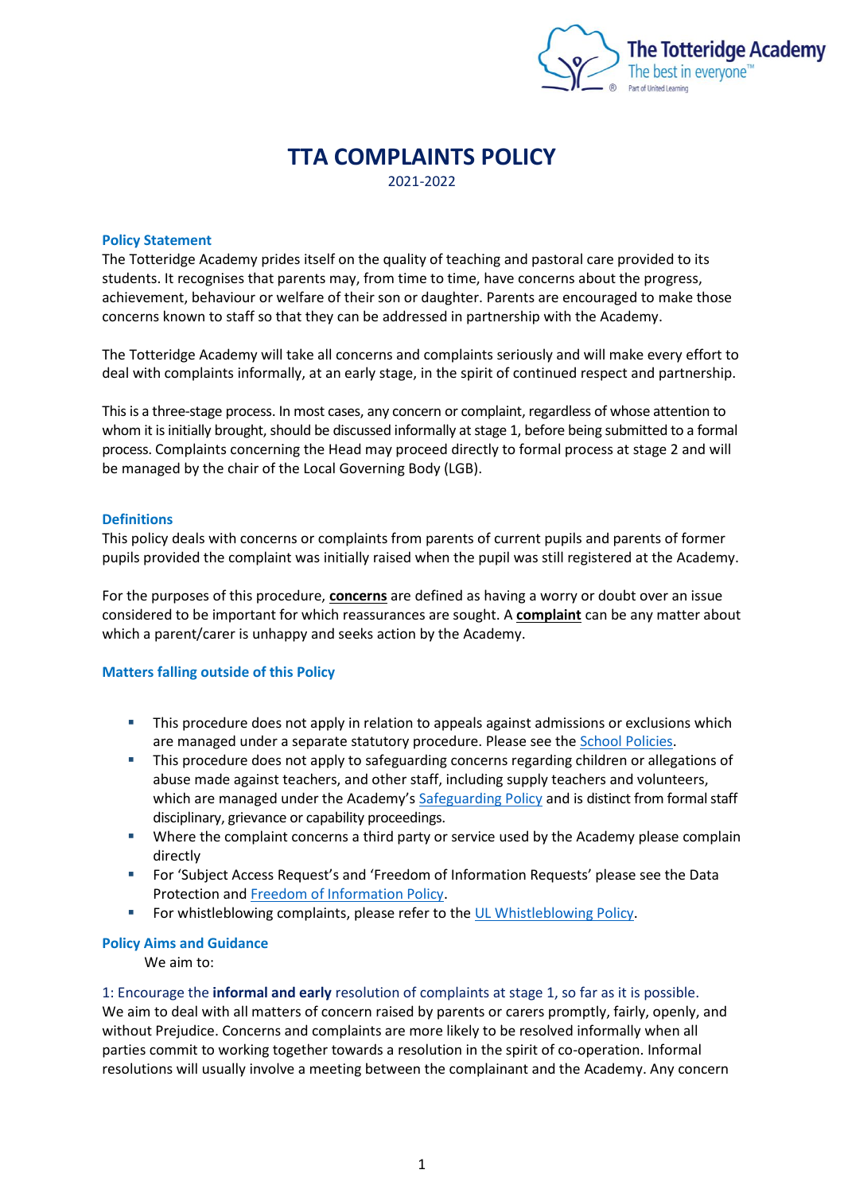# TTA COMPLAINTS POLICY

2021-2022

## Policy Statement

The Totteridge Academy prides itself on the quality of teaching and pastoral care provided to its students. It recognises that parents may, from time to time, have concerns about the progress, achievement, behaviour or welfare of their son or daughter. Parents are encouraged to make those concerns known to staff so that they can be addressed in partnership with the Academy.

The Totteridge Academy will take all concerns and complaints seriously and will make every effort to deal with complaints informally, at an early stage, in the spirit of continued respect and partnership.

This is a three-stage process. In most cases, any concern or complaint, regardless of whose attention to whom it is initially brought, should be discussed informally at stage 1, before being submitted to a formal process. Complaints concerning the Head may proceed directly to formal process at stage 2 and will be managed by the chair of the Local Governing Body (LGB).

## Definitions

This policy deals with concerns or complaints from parents of current pupils and parents of former pupils provided the complaint was initially raised when the pupil was still registered at the Academy.

For the purposes of this procedure, **concerns** are defined as having a worry or doubt over an issue considered to be important for which reassurances are sought. A **complaint** can be any matter about which a parent/carer is unhappy and seeks action by the Academy.

## Matters falling outside of this Policy

- This procedure does not apply in relation to appeals against admissions or exclusions which are managed under a separate statutory procedure. Please see the School Policies.
- This procedure does not apply to safeguarding concerns regarding children or allegations of abuse made against teachers, and other staff, including supply teachers and volunteers, which are managed under the Academy's Safeguarding Policy and is distinct from formal staff disciplinary, grievance or capability proceedings.
- Where the complaint concerns a third party or service used by the Academy please complain directly
- For 'Subject Access Request's and 'Freedom of Information Requests' please see the Data Protection and Freedom of Information Policy.
- For whistleblowing complaints, please refer to the UL Whistleblowing Policy.

## Policy Aims and Guidance

We aim to:

1: Encourage the **informal and early** resolution of complaints at stage 1, so far as it is possible.

We aim to deal with all matters of concern raised by parents or carers promptly, fairly, openly, and without Prejudice. Concerns and complaints are more likely to be resolved informally when all parties commit to working together towards a resolution in the spirit of co-operation. Informal resolutions will usually involve a meeting between the complainant and the Academy. Any concern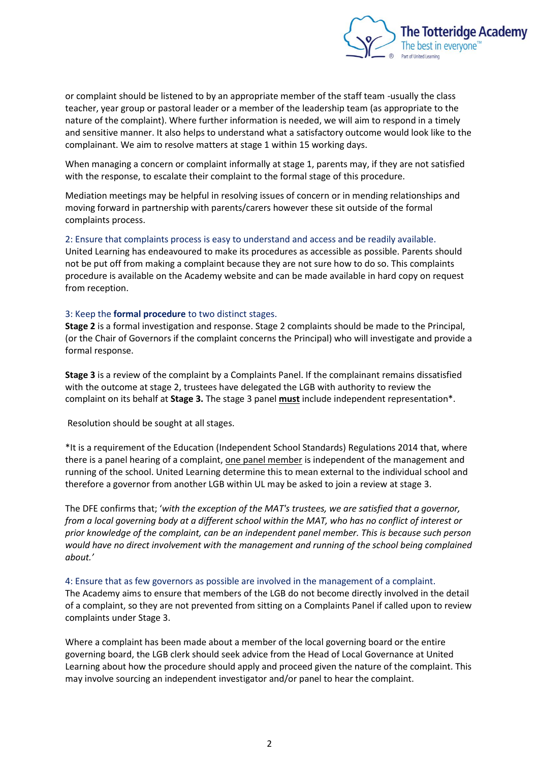or complaint should be listened to by an appropriate member of the staff team -usually the class teacher, year group or pastoral leader or a member of the leadership team (as appropriate to the nature of the complaint). Where further information is needed, we will aim to respond in a timely and sensitive manner. It also helps to understand what a satisfactory outcome would look like to the complainant. We aim to resolve matters at stage 1 within 15 working days.

When managing a concern or complaint informally at stage 1, parents may, if they are not satisfied with the response, to escalate their complaint to the formal stage of this procedure.

Mediation meetings may be helpful in resolving issues of concern or in mending relationships and moving forward in partnership with parents/carers however these sit outside of the formal complaints process.

### 2: Ensure that complaints process is easy to understand and access and be readily available.

United Learning has endeavoured to make its procedures as accessible as possible. Parents should not be put off from making a complaint because they are not sure how to do so. This complaints procedure is available on the Academy website and can be made available in hard copy on request from reception.

### 3: Keep the **formal procedure** to two distinct stages.

**Stage 2** is a formal investigation and response. Stage 2 complaints should be made to the Principal, (or the Chair of Governors if the complaint concerns the Principal) who will investigate and provide a formal response.

**Stage 3** is a review of the complaint by a Complaints Panel. If the complainant remains dissatisfied with the outcome at stage 2, trustees have delegated the LGB with authority to review the complaint on its behalf at **Stage 3.** The stage 3 panel **must** include independent representation*.

Resolution should be sought at all stages.

*It is a requirement of the Education (Independent School Standards) Regulations 2014 that, where there is a panel hearing of a complaint, one panel member is independent of the management and running of the school. United Learning determine this to mean external to the individual school and therefore a governor from another LGB within UL may be asked to join a review at stage 3.

The DFE confirms that; '*with the exception of the MAT's trustees, we are satisfied that a governor, from a local governing body at a different school within the MAT, who has no conflict of interest or prior knowledge of the complaint, can be an independent panel member. This is because such person would have no direct involvement with the management and running of the school being complained about.*'

### 4: Ensure that as few governors as possible are involved in the management of a complaint.

The Academy aims to ensure that members of the LGB do not become directly involved in the detail of a complaint, so they are not prevented from sitting on a Complaints Panel if called upon to review complaints under Stage 3.

Where a complaint has been made about a member of the local governing board or the entire governing board, the LGB clerk should seek advice from the Head of Local Governance at United Learning about how the procedure should apply and proceed given the nature of the complaint. This may involve sourcing an independent investigator and/or panel to hear the complaint.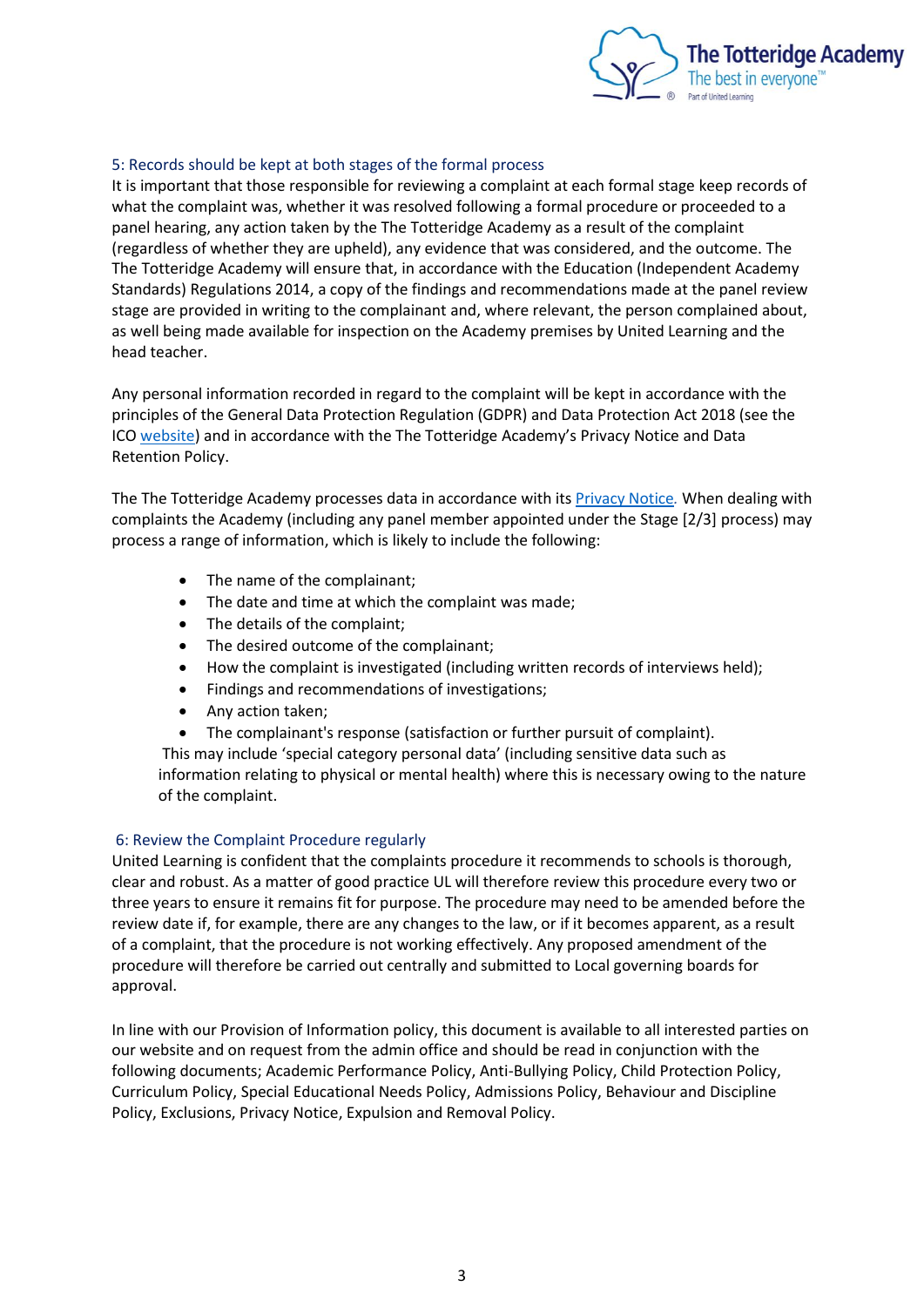### 5: Records should be kept at both stages of the formal process

It is important that those responsible for reviewing a complaint at each formal stage keep records of what the complaint was, whether it was resolved following a formal procedure or proceeded to a panel hearing, any action taken by the The Totteridge Academy as a result of the complaint (regardless of whether they are upheld), any evidence that was considered, and the outcome. The The Totteridge Academy will ensure that, in accordance with the Education (Independent Academy Standards) Regulations 2014, a copy of the findings and recommendations made at the panel review stage are provided in writing to the complainant and, where relevant, the person complained about, as well being made available for inspection on the Academy premises by United Learning and the head teacher.

Any personal information recorded in regard to the complaint will be kept in accordance with the principles of the General Data Protection Regulation (GDPR) and Data Protection Act 2018 (see the ICO website) and in accordance with the The Totteridge Academy's Privacy Notice and Data Retention Policy.

The The Totteridge Academy processes data in accordance with its Privacy Notice. When dealing with complaints the Academy (including any panel member appointed under the Stage [2/3] process) may process a range of information, which is likely to include the following:

- The name of the complainant;
- The date and time at which the complaint was made;
- The details of the complaint;
- The desired outcome of the complainant;
- How the complaint is investigated (including written records of interviews held);
- Findings and recommendations of investigations;
- Any action taken;
- The complainant's response (satisfaction or further pursuit of complaint).

This may include 'special category personal data' (including sensitive data such as information relating to physical or mental health) where this is necessary owing to the nature of the complaint.

### 6: Review the Complaint Procedure regularly

United Learning is confident that the complaints procedure it recommends to schools is thorough, clear and robust. As a matter of good practice UL will therefore review this procedure every two or three years to ensure it remains fit for purpose. The procedure may need to be amended before the review date if, for example, there are any changes to the law, or if it becomes apparent, as a result of a complaint, that the procedure is not working effectively. Any proposed amendment of the procedure will therefore be carried out centrally and submitted to Local governing boards for approval.

In line with our Provision of Information policy, this document is available to all interested parties on our website and on request from the admin office and should be read in conjunction with the following documents; Academic Performance Policy, Anti-Bullying Policy, Child Protection Policy, Curriculum Policy, Special Educational Needs Policy, Admissions Policy, Behaviour and Discipline Policy, Exclusions, Privacy Notice, Expulsion and Removal Policy.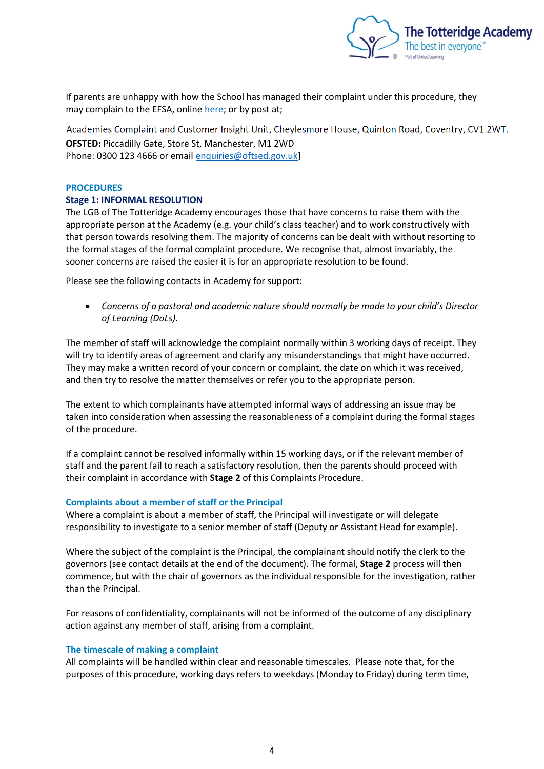If parents are unhappy with how the School has managed their complaint under this procedure, they may complain to the EFSA, online here; or by post at;

Academies Complaint and Customer Insight Unit, Cheylesmore House, Quinton Road, Coventry, CV1 2WT.

**OFSTED:** Piccadilly Gate, Store St, Manchester, M1 2WD
Phone: 0300 123 4666 or email enquiries@oftsed.gov.uk]

## PROCEDURES

### Stage 1: INFORMAL RESOLUTION

The LGB of The Totteridge Academy encourages those that have concerns to raise them with the appropriate person at the Academy (e.g. your child's class teacher) and to work constructively with that person towards resolving them. The majority of concerns can be dealt with without resorting to the formal stages of the formal complaint procedure. We recognise that, almost invariably, the sooner concerns are raised the easier it is for an appropriate resolution to be found.

Please see the following contacts in Academy for support:

- *Concerns of a pastoral and academic nature should normally be made to your child's Director of Learning (DoLs).*

The member of staff will acknowledge the complaint normally within 3 working days of receipt. They will try to identify areas of agreement and clarify any misunderstandings that might have occurred. They may make a written record of your concern or complaint, the date on which it was received, and then try to resolve the matter themselves or refer you to the appropriate person.

The extent to which complainants have attempted informal ways of addressing an issue may be taken into consideration when assessing the reasonableness of a complaint during the formal stages of the procedure.

If a complaint cannot be resolved informally within 15 working days, or if the relevant member of staff and the parent fail to reach a satisfactory resolution, then the parents should proceed with their complaint in accordance with **Stage 2** of this Complaints Procedure.

### Complaints about a member of staff or the Principal

Where a complaint is about a member of staff, the Principal will investigate or will delegate responsibility to investigate to a senior member of staff (Deputy or Assistant Head for example).

Where the subject of the complaint is the Principal, the complainant should notify the clerk to the governors (see contact details at the end of the document). The formal, **Stage 2** process will then commence, but with the chair of governors as the individual responsible for the investigation, rather than the Principal.

For reasons of confidentiality, complainants will not be informed of the outcome of any disciplinary action against any member of staff, arising from a complaint.

### The timescale of making a complaint

All complaints will be handled within clear and reasonable timescales. Please note that, for the purposes of this procedure, working days refers to weekdays (Monday to Friday) during term time,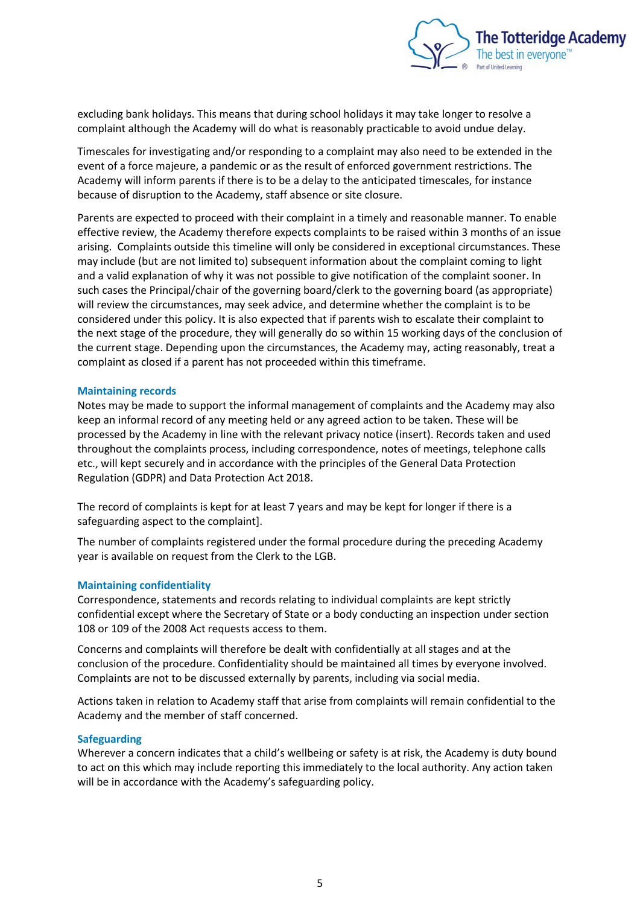excluding bank holidays. This means that during school holidays it may take longer to resolve a complaint although the Academy will do what is reasonably practicable to avoid undue delay.

Timescales for investigating and/or responding to a complaint may also need to be extended in the event of a force majeure, a pandemic or as the result of enforced government restrictions. The Academy will inform parents if there is to be a delay to the anticipated timescales, for instance because of disruption to the Academy, staff absence or site closure.

Parents are expected to proceed with their complaint in a timely and reasonable manner. To enable effective review, the Academy therefore expects complaints to be raised within 3 months of an issue arising. Complaints outside this timeline will only be considered in exceptional circumstances. These may include (but are not limited to) subsequent information about the complaint coming to light and a valid explanation of why it was not possible to give notification of the complaint sooner. In such cases the Principal/chair of the governing board/clerk to the governing board (as appropriate) will review the circumstances, may seek advice, and determine whether the complaint is to be considered under this policy. It is also expected that if parents wish to escalate their complaint to the next stage of the procedure, they will generally do so within 15 working days of the conclusion of the current stage. Depending upon the circumstances, the Academy may, acting reasonably, treat a complaint as closed if a parent has not proceeded within this timeframe.

### Maintaining records

Notes may be made to support the informal management of complaints and the Academy may also keep an informal record of any meeting held or any agreed action to be taken. These will be processed by the Academy in line with the relevant privacy notice (insert). Records taken and used throughout the complaints process, including correspondence, notes of meetings, telephone calls etc., will kept securely and in accordance with the principles of the General Data Protection Regulation (GDPR) and Data Protection Act 2018.

The record of complaints is kept for at least 7 years and may be kept for longer if there is a safeguarding aspect to the complaint].

The number of complaints registered under the formal procedure during the preceding Academy year is available on request from the Clerk to the LGB.

### Maintaining confidentiality

Correspondence, statements and records relating to individual complaints are kept strictly confidential except where the Secretary of State or a body conducting an inspection under section 108 or 109 of the 2008 Act requests access to them.

Concerns and complaints will therefore be dealt with confidentially at all stages and at the conclusion of the procedure. Confidentiality should be maintained all times by everyone involved. Complaints are not to be discussed externally by parents, including via social media.

Actions taken in relation to Academy staff that arise from complaints will remain confidential to the Academy and the member of staff concerned.

### Safeguarding

Wherever a concern indicates that a child's wellbeing or safety is at risk, the Academy is duty bound to act on this which may include reporting this immediately to the local authority. Any action taken will be in accordance with the Academy's safeguarding policy.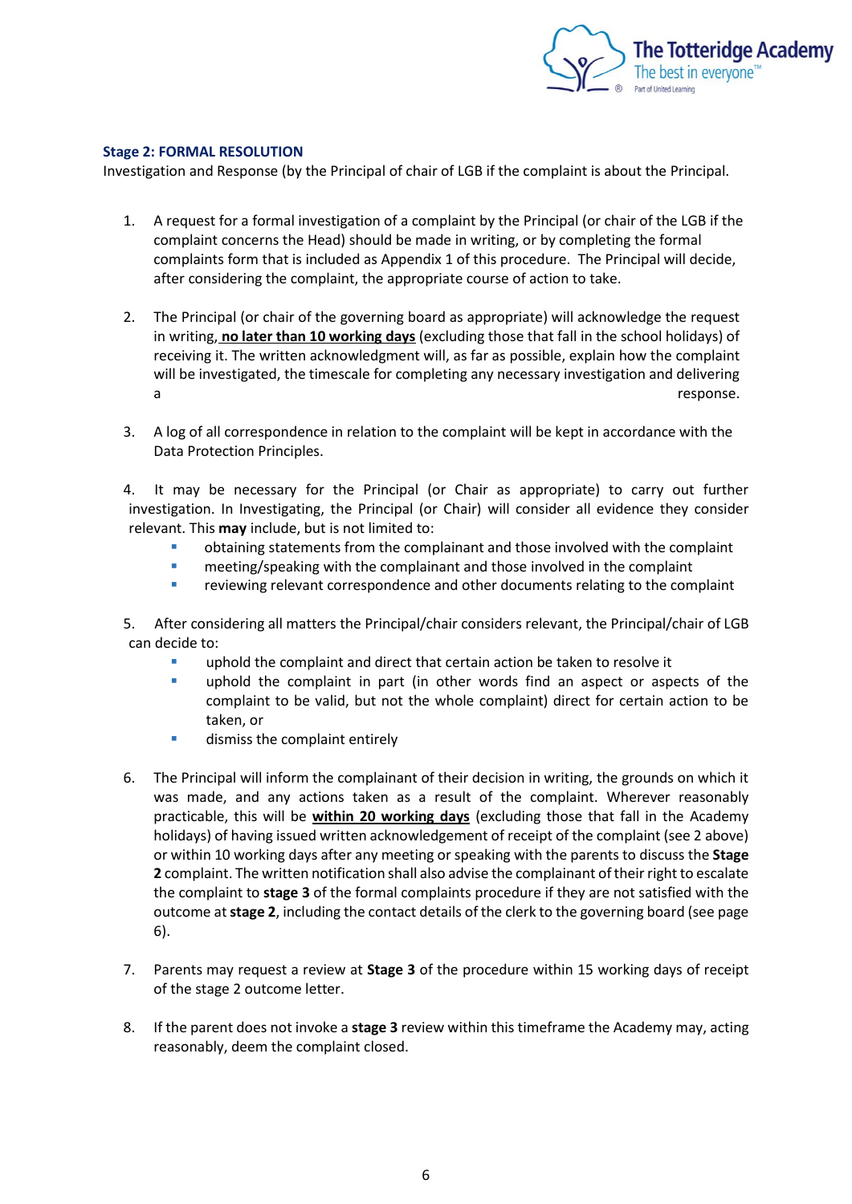**Stage 2: FORMAL RESOLUTION**

Investigation and Response (by the Principal of chair of LGB if the complaint is about the Principal.

1. A request for a formal investigation of a complaint by the Principal (or chair of the LGB if the complaint concerns the Head) should be made in writing, or by completing the formal complaints form that is included as Appendix 1 of this procedure. The Principal will decide, after considering the complaint, the appropriate course of action to take.

2. The Principal (or chair of the governing board as appropriate) will acknowledge the request in writing, **no later than 10 working days** (excluding those that fall in the school holidays) of receiving it. The written acknowledgment will, as far as possible, explain how the complaint will be investigated, the timescale for completing any necessary investigation and delivering a response.

3. A log of all correspondence in relation to the complaint will be kept in accordance with the Data Protection Principles.

4. It may be necessary for the Principal (or Chair as appropriate) to carry out further investigation. In Investigating, the Principal (or Chair) will consider all evidence they consider relevant. This **may** include, but is not limited to:
   - obtaining statements from the complainant and those involved with the complaint
   - meeting/speaking with the complainant and those involved in the complaint
   - reviewing relevant correspondence and other documents relating to the complaint

5. After considering all matters the Principal/chair considers relevant, the Principal/chair of LGB can decide to:
   - uphold the complaint and direct that certain action be taken to resolve it
   - uphold the complaint in part (in other words find an aspect or aspects of the complaint to be valid, but not the whole complaint) direct for certain action to be taken, or
   - dismiss the complaint entirely

6. The Principal will inform the complainant of their decision in writing, the grounds on which it was made, and any actions taken as a result of the complaint. Wherever reasonably practicable, this will be **within 20 working days** (excluding those that fall in the Academy holidays) of having issued written acknowledgement of receipt of the complaint (see 2 above) or within 10 working days after any meeting or speaking with the parents to discuss the **Stage 2** complaint. The written notification shall also advise the complainant of their right to escalate the complaint to **stage 3** of the formal complaints procedure if they are not satisfied with the outcome at **stage 2**, including the contact details of the clerk to the governing board (see page 6).

7. Parents may request a review at **Stage 3** of the procedure within 15 working days of receipt of the stage 2 outcome letter.

8. If the parent does not invoke a **stage 3** review within this timeframe the Academy may, acting reasonably, deem the complaint closed.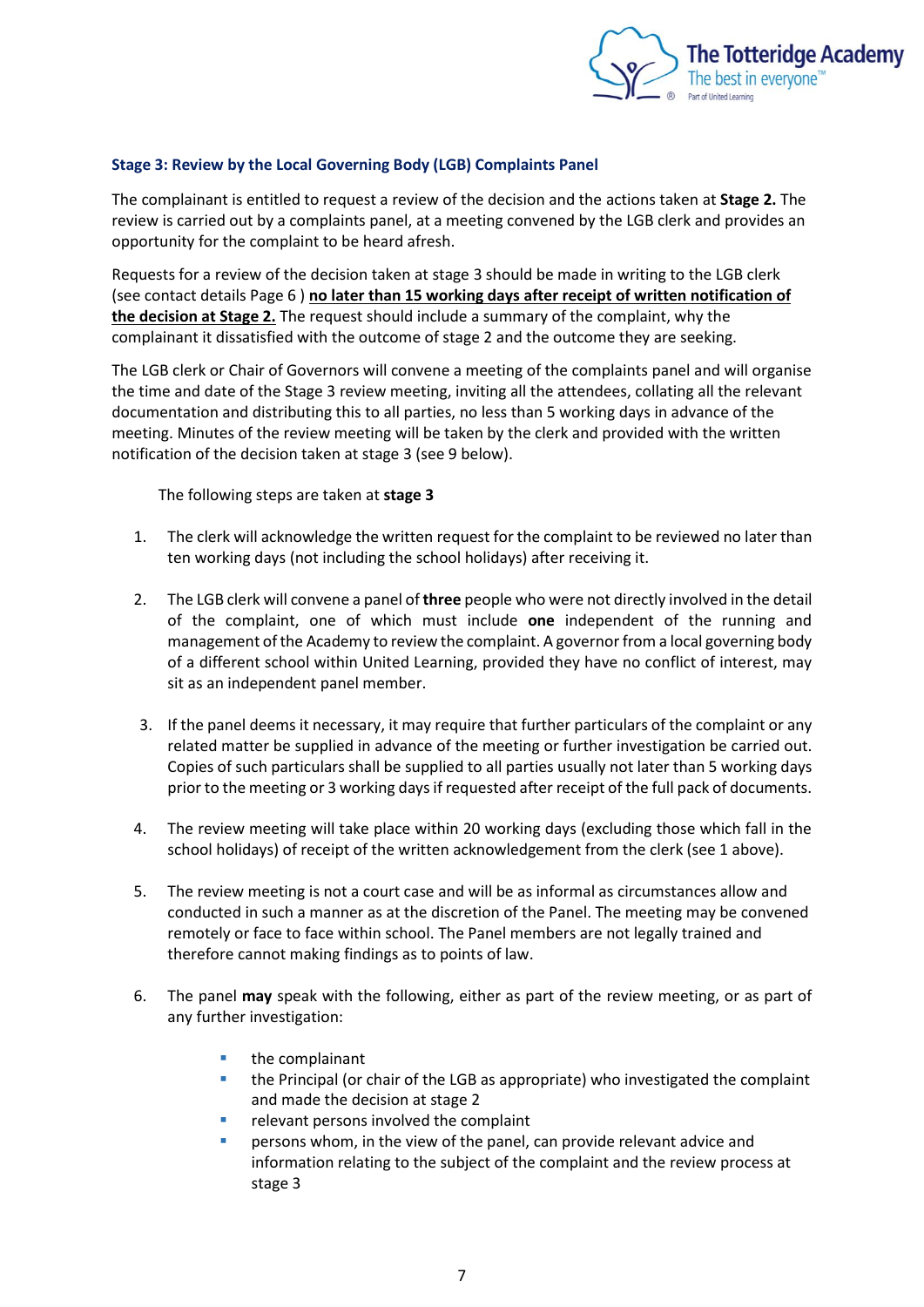### Stage 3: Review by the Local Governing Body (LGB) Complaints Panel

The complainant is entitled to request a review of the decision and the actions taken at **Stage 2.** The review is carried out by a complaints panel, at a meeting convened by the LGB clerk and provides an opportunity for the complaint to be heard afresh.

Requests for a review of the decision taken at stage 3 should be made in writing to the LGB clerk (see contact details Page 6 ) **no later than 15 working days after receipt of written notification of the decision at Stage 2.** The request should include a summary of the complaint, why the complainant it dissatisfied with the outcome of stage 2 and the outcome they are seeking.

The LGB clerk or Chair of Governors will convene a meeting of the complaints panel and will organise the time and date of the Stage 3 review meeting, inviting all the attendees, collating all the relevant documentation and distributing this to all parties, no less than 5 working days in advance of the meeting. Minutes of the review meeting will be taken by the clerk and provided with the written notification of the decision taken at stage 3 (see 9 below).

The following steps are taken at **stage 3**

1. The clerk will acknowledge the written request for the complaint to be reviewed no later than ten working days (not including the school holidays) after receiving it.

2. The LGB clerk will convene a panel of **three** people who were not directly involved in the detail of the complaint, one of which must include **one** independent of the running and management of the Academy to review the complaint. A governor from a local governing body of a different school within United Learning, provided they have no conflict of interest, may sit as an independent panel member.

3. If the panel deems it necessary, it may require that further particulars of the complaint or any related matter be supplied in advance of the meeting or further investigation be carried out. Copies of such particulars shall be supplied to all parties usually not later than 5 working days prior to the meeting or 3 working days if requested after receipt of the full pack of documents.

4. The review meeting will take place within 20 working days (excluding those which fall in the school holidays) of receipt of the written acknowledgement from the clerk (see 1 above).

5. The review meeting is not a court case and will be as informal as circumstances allow and conducted in such a manner as at the discretion of the Panel. The meeting may be convened remotely or face to face within school. The Panel members are not legally trained and therefore cannot making findings as to points of law.

6. The panel **may** speak with the following, either as part of the review meeting, or as part of any further investigation:

   - the complainant
   - the Principal (or chair of the LGB as appropriate) who investigated the complaint and made the decision at stage 2
   - relevant persons involved the complaint
   - persons whom, in the view of the panel, can provide relevant advice and information relating to the subject of the complaint and the review process at stage 3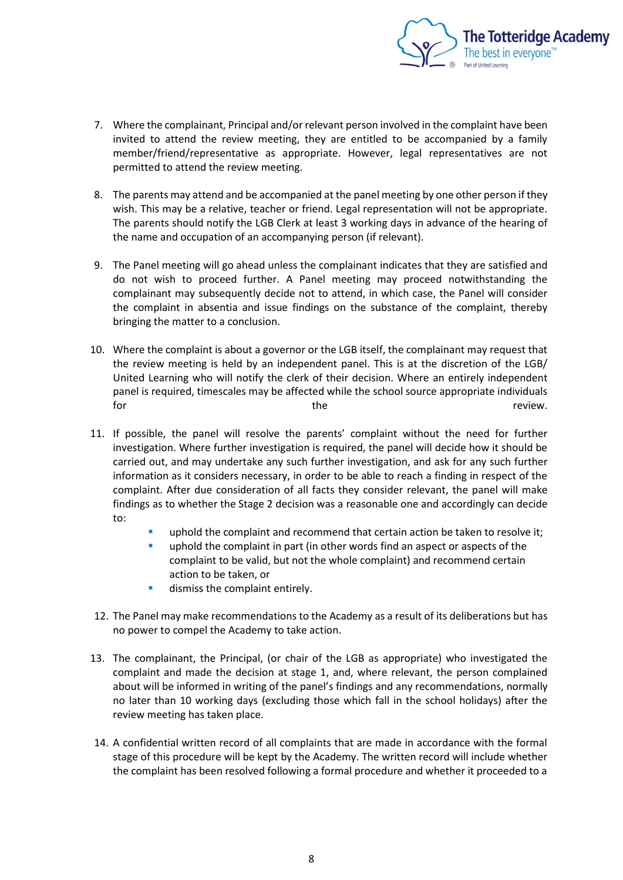7. Where the complainant, Principal and/or relevant person involved in the complaint have been invited to attend the review meeting, they are entitled to be accompanied by a family member/friend/representative as appropriate. However, legal representatives are not permitted to attend the review meeting.

8. The parents may attend and be accompanied at the panel meeting by one other person if they wish. This may be a relative, teacher or friend. Legal representation will not be appropriate. The parents should notify the LGB Clerk at least 3 working days in advance of the hearing of the name and occupation of an accompanying person (if relevant).

9. The Panel meeting will go ahead unless the complainant indicates that they are satisfied and do not wish to proceed further. A Panel meeting may proceed notwithstanding the complainant may subsequently decide not to attend, in which case, the Panel will consider the complaint in absentia and issue findings on the substance of the complaint, thereby bringing the matter to a conclusion.

10. Where the complaint is about a governor or the LGB itself, the complainant may request that the review meeting is held by an independent panel. This is at the discretion of the LGB/ United Learning who will notify the clerk of their decision. Where an entirely independent panel is required, timescales may be affected while the school source appropriate individuals for the review.

11. If possible, the panel will resolve the parents' complaint without the need for further investigation. Where further investigation is required, the panel will decide how it should be carried out, and may undertake any such further investigation, and ask for any such further information as it considers necessary, in order to be able to reach a finding in respect of the complaint. After due consideration of all facts they consider relevant, the panel will make findings as to whether the Stage 2 decision was a reasonable one and accordingly can decide to:
    - uphold the complaint and recommend that certain action be taken to resolve it;
    - uphold the complaint in part (in other words find an aspect or aspects of the complaint to be valid, but not the whole complaint) and recommend certain action to be taken, or
    - dismiss the complaint entirely.

12. The Panel may make recommendations to the Academy as a result of its deliberations but has no power to compel the Academy to take action.

13. The complainant, the Principal, (or chair of the LGB as appropriate) who investigated the complaint and made the decision at stage 1, and, where relevant, the person complained about will be informed in writing of the panel's findings and any recommendations, normally no later than 10 working days (excluding those which fall in the school holidays) after the review meeting has taken place.

14. A confidential written record of all complaints that are made in accordance with the formal stage of this procedure will be kept by the Academy. The written record will include whether the complaint has been resolved following a formal procedure and whether it proceeded to a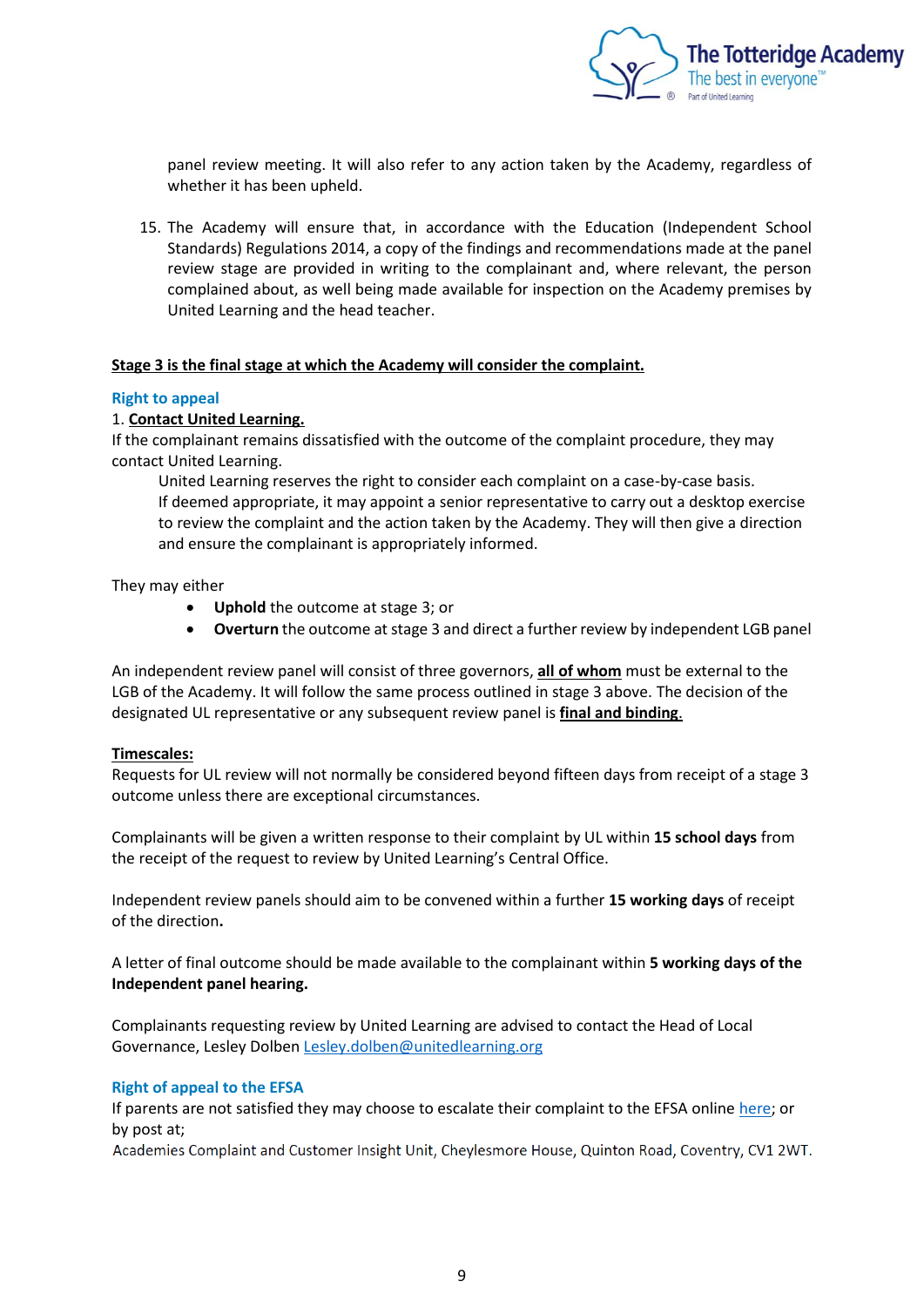panel review meeting. It will also refer to any action taken by the Academy, regardless of whether it has been upheld.

15. The Academy will ensure that, in accordance with the Education (Independent School Standards) Regulations 2014, a copy of the findings and recommendations made at the panel review stage are provided in writing to the complainant and, where relevant, the person complained about, as well being made available for inspection on the Academy premises by United Learning and the head teacher.

**Stage 3 is the final stage at which the Academy will consider the complaint.**

### Right to appeal

1. **Contact United Learning.**

If the complainant remains dissatisfied with the outcome of the complaint procedure, they may contact United Learning.

United Learning reserves the right to consider each complaint on a case-by-case basis. If deemed appropriate, it may appoint a senior representative to carry out a desktop exercise to review the complaint and the action taken by the Academy. They will then give a direction and ensure the complainant is appropriately informed.

They may either

- **Uphold** the outcome at stage 3; or
- **Overturn** the outcome at stage 3 and direct a further review by independent LGB panel

An independent review panel will consist of three governors, **all of whom** must be external to the LGB of the Academy. It will follow the same process outlined in stage 3 above. The decision of the designated UL representative or any subsequent review panel is **final and binding**.

**Timescales:**

Requests for UL review will not normally be considered beyond fifteen days from receipt of a stage 3 outcome unless there are exceptional circumstances.

Complainants will be given a written response to their complaint by UL within **15 school days** from the receipt of the request to review by United Learning's Central Office.

Independent review panels should aim to be convened within a further **15 working days** of receipt of the direction**.**

A letter of final outcome should be made available to the complainant within **5 working days of the Independent panel hearing.**

Complainants requesting review by United Learning are advised to contact the Head of Local Governance, Lesley Dolben Lesley.dolben@unitedlearning.org

### Right of appeal to the EFSA

If parents are not satisfied they may choose to escalate their complaint to the EFSA online here; or by post at;

Academies Complaint and Customer Insight Unit, Cheylesmore House, Quinton Road, Coventry, CV1 2WT.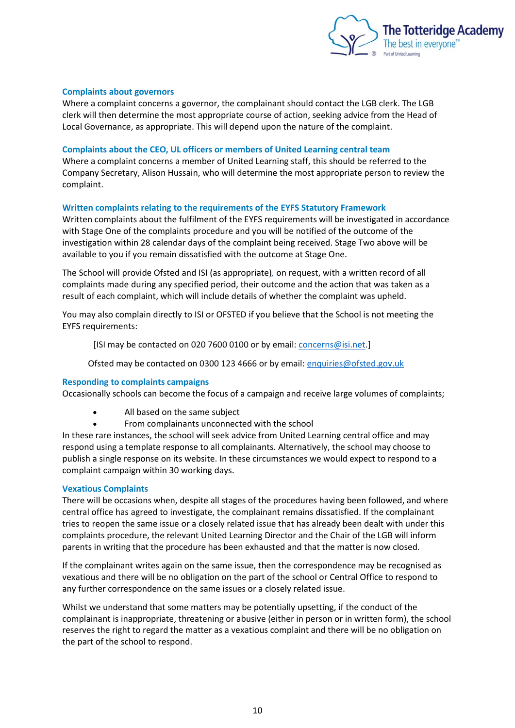### Complaints about governors

Where a complaint concerns a governor, the complainant should contact the LGB clerk. The LGB clerk will then determine the most appropriate course of action, seeking advice from the Head of Local Governance, as appropriate. This will depend upon the nature of the complaint.

### Complaints about the CEO, UL officers or members of United Learning central team

Where a complaint concerns a member of United Learning staff, this should be referred to the Company Secretary, Alison Hussain, who will determine the most appropriate person to review the complaint.

### Written complaints relating to the requirements of the EYFS Statutory Framework

Written complaints about the fulfilment of the EYFS requirements will be investigated in accordance with Stage One of the complaints procedure and you will be notified of the outcome of the investigation within 28 calendar days of the complaint being received. Stage Two above will be available to you if you remain dissatisfied with the outcome at Stage One.

The School will provide Ofsted and ISI (as appropriate), on request, with a written record of all complaints made during any specified period, their outcome and the action that was taken as a result of each complaint, which will include details of whether the complaint was upheld.

You may also complain directly to ISI or OFSTED if you believe that the School is not meeting the EYFS requirements:

[ISI may be contacted on 020 7600 0100 or by email: concerns@isi.net.]

Ofsted may be contacted on 0300 123 4666 or by email: enquiries@ofsted.gov.uk

### Responding to complaints campaigns

Occasionally schools can become the focus of a campaign and receive large volumes of complaints;

- All based on the same subject
- From complainants unconnected with the school

In these rare instances, the school will seek advice from United Learning central office and may respond using a template response to all complainants. Alternatively, the school may choose to publish a single response on its website. In these circumstances we would expect to respond to a complaint campaign within 30 working days.

### Vexatious Complaints

There will be occasions when, despite all stages of the procedures having been followed, and where central office has agreed to investigate, the complainant remains dissatisfied. If the complainant tries to reopen the same issue or a closely related issue that has already been dealt with under this complaints procedure, the relevant United Learning Director and the Chair of the LGB will inform parents in writing that the procedure has been exhausted and that the matter is now closed.

If the complainant writes again on the same issue, then the correspondence may be recognised as vexatious and there will be no obligation on the part of the school or Central Office to respond to any further correspondence on the same issues or a closely related issue.

Whilst we understand that some matters may be potentially upsetting, if the conduct of the complainant is inappropriate, threatening or abusive (either in person or in written form), the school reserves the right to regard the matter as a vexatious complaint and there will be no obligation on the part of the school to respond.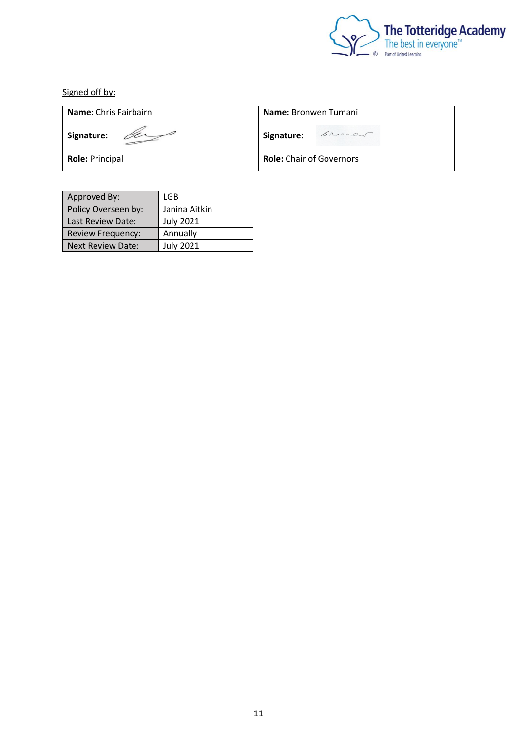Signed off by:

| | |
|---|---|
| **Name:** Chris Fairbairn | **Name:** Bronwen Tumani |
| **Signature:** | **Signature:** |
| **Role:** Principal | **Role:** Chair of Governors |

| | |
|---|---|
| Approved By: | LGB |
| Policy Overseen by: | Janina Aitkin |
| Last Review Date: | July 2021 |
| Review Frequency: | Annually |
| Next Review Date: | July 2021 |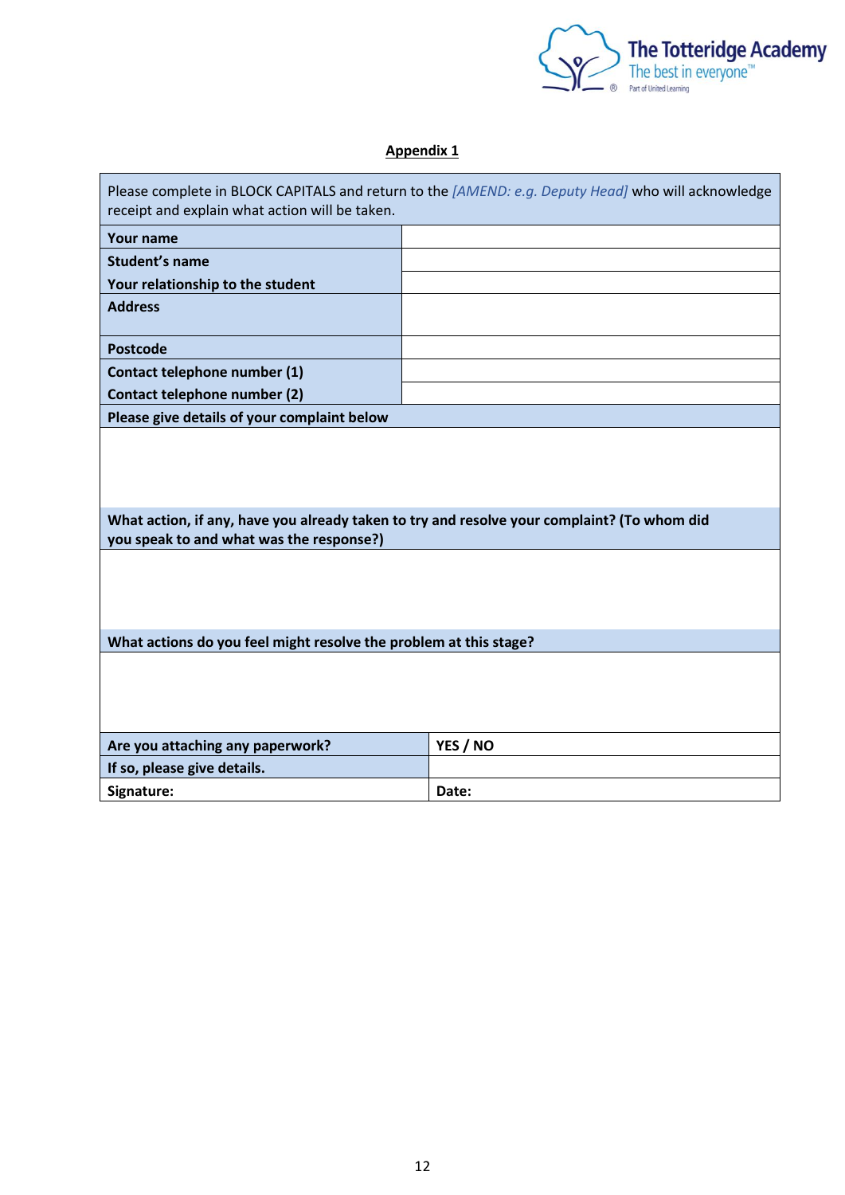## Appendix 1

| | |
|---|---|
| Please complete in BLOCK CAPITALS and return to the *[AMEND: e.g. Deputy Head]* who will acknowledge receipt and explain what action will be taken. | |
| **Your name** | |
| **Student's name** | |
| **Your relationship to the student** | |
| **Address** | |
| **Postcode** | |
| **Contact telephone number (1)** | |
| **Contact telephone number (2)** | |
| **Please give details of your complaint below** | |
| | |
| **What action, if any, have you already taken to try and resolve your complaint? (To whom did you speak to and what was the response?)** | |
| | |
| **What actions do you feel might resolve the problem at this stage?** | |
| | |
| **Are you attaching any paperwork?** | **YES / NO** |
| **If so, please give details.** | |
| **Signature:** | **Date:** |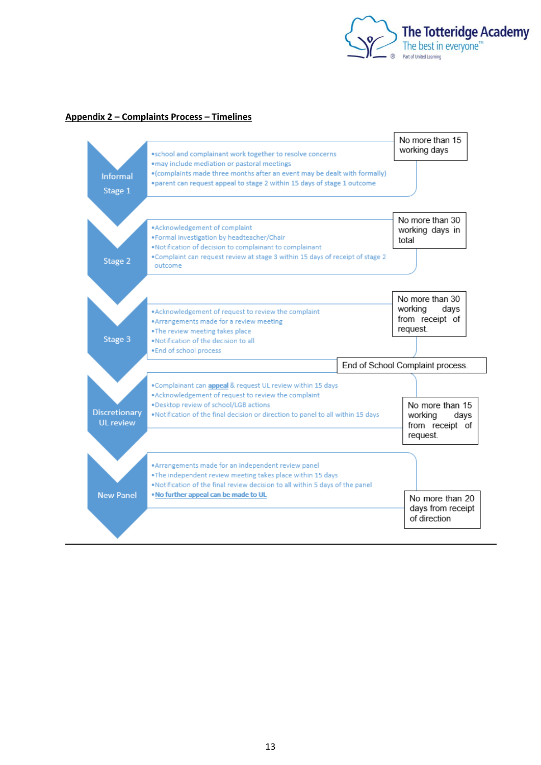## Appendix 2 – Complaints Process – Timelines

**Informal Stage 1**

- school and complainant work together to resolve concerns
- may include mediation or pastoral meetings
- (complaints made three months after an event may be dealt with formally)
- parent can request appeal to stage 2 within 15 days of stage 1 outcome

No more than 15 working days

**Stage 2**

- Acknowledgement of complaint
- Formal investigation by headteacher/Chair
- Notification of decision to complainant to complainant
- Complaint can request review at stage 3 within 15 days of receipt of stage 2 outcome

No more than 30 working days in total

**Stage 3**

- Acknowledgement of request to review the complaint
- Arrangements made for a review meeting
- The review meeting takes place
- Notification of the decision to all
- End of school process

No more than 30 working days from receipt of request.

End of School Complaint process.

**Discretionary UL review**

- Complainant can **appeal** & request UL review within 15 days
- Acknowledgement of request to review the complaint
- Desktop review of school/LGB actions
- Notification of the final decision or direction to panel to all within 15 days

No more than 15 working days from receipt of request.

**New Panel**

- Arrangements made for an independent review panel
- The independent review meeting takes place within 15 days
- Notification of the final review decision to all within 5 days of the panel
- **No further appeal can be made to UL**

No more than 20 days from receipt of direction